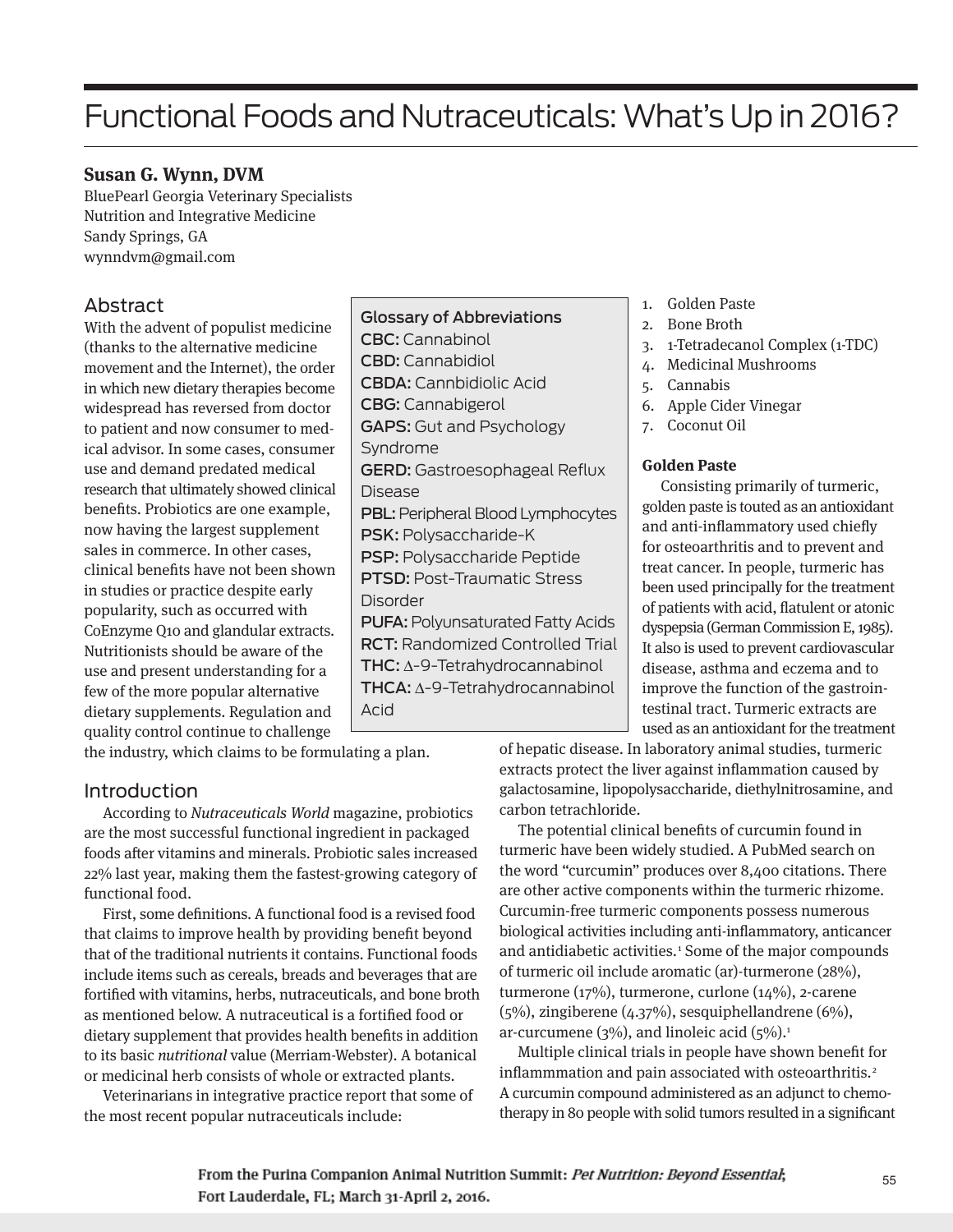# Functional Foods and Nutraceuticals: What's Up in 2016?

**Susan G. Wynn, DVM**
BluePearl Georgia Veterinary Specialists
Nutrition and Integrative Medicine
Sandy Springs, GA
wynndvm@gmail.com

## Abstract

With the advent of populist medicine (thanks to the alternative medicine movement and the Internet), the order in which new dietary therapies become widespread has reversed from doctor to patient and now consumer to medical advisor. In some cases, consumer use and demand predated medical research that ultimately showed clinical benefits. Probiotics are one example, now having the largest supplement sales in commerce. In other cases, clinical benefits have not been shown in studies or practice despite early popularity, such as occurred with CoEnzyme Q10 and glandular extracts. Nutritionists should be aware of the use and present understanding for a few of the more popular alternative dietary supplements. Regulation and quality control continue to challenge the industry, which claims to be formulating a plan.

**Glossary of Abbreviations**

**CBC:** Cannabinol
**CBD:** Cannabidiol
**CBDA:** Cannbidiolic Acid
**CBG:** Cannabigerol
**GAPS:** Gut and Psychology Syndrome
**GERD:** Gastroesophageal Reflux Disease
**PBL:** Peripheral Blood Lymphocytes
**PSK:** Polysaccharide-K
**PSP:** Polysaccharide Peptide
**PTSD:** Post-Traumatic Stress Disorder
**PUFA:** Polyunsaturated Fatty Acids
**RCT:** Randomized Controlled Trial
**THC:** Δ-9-Tetrahydrocannabinol
**THCA:** Δ-9-Tetrahydrocannabinol Acid

## Introduction

According to *Nutraceuticals World* magazine, probiotics are the most successful functional ingredient in packaged foods after vitamins and minerals. Probiotic sales increased 22% last year, making them the fastest-growing category of functional food.

First, some definitions. A functional food is a revised food that claims to improve health by providing benefit beyond that of the traditional nutrients it contains. Functional foods include items such as cereals, breads and beverages that are fortified with vitamins, herbs, nutraceuticals, and bone broth as mentioned below. A nutraceutical is a fortified food or dietary supplement that provides health benefits in addition to its basic *nutritional* value (Merriam-Webster). A botanical or medicinal herb consists of whole or extracted plants.

Veterinarians in integrative practice report that some of the most recent popular nutraceuticals include:

1. Golden Paste
2. Bone Broth
3. 1-Tetradecanol Complex (1-TDC)
4. Medicinal Mushrooms
5. Cannabis
6. Apple Cider Vinegar
7. Coconut Oil

### Golden Paste

Consisting primarily of turmeric, golden paste is touted as an antioxidant and anti-inflammatory used chiefly for osteoarthritis and to prevent and treat cancer. In people, turmeric has been used principally for the treatment of patients with acid, flatulent or atonic dyspepsia (German Commission E, 1985). It also is used to prevent cardiovascular disease, asthma and eczema and to improve the function of the gastrointestinal tract. Turmeric extracts are used as an antioxidant for the treatment of hepatic disease. In laboratory animal studies, turmeric extracts protect the liver against inflammation caused by galactosamine, lipopolysaccharide, diethylnitrosamine, and carbon tetrachloride.

The potential clinical benefits of curcumin found in turmeric have been widely studied. A PubMed search on the word "curcumin" produces over 8,400 citations. There are other active components within the turmeric rhizome. Curcumin-free turmeric components possess numerous biological activities including anti-inflammatory, anticancer and antidiabetic activities.[1] Some of the major compounds of turmeric oil include aromatic (ar)-turmerone (28%), turmerone (17%), turmerone, curlone (14%), 2-carene (5%), zingiberene (4.37%), sesquiphellandrene (6%), ar-curcumene (3%), and linoleic acid (5%).[1]

Multiple clinical trials in people have shown benefit for inflammmation and pain associated with osteoarthritis.[2] A curcumin compound administered as an adjunct to chemotherapy in 80 people with solid tumors resulted in a significant

From the Purina Companion Animal Nutrition Summit: *Pet Nutrition: Beyond Essential*; Fort Lauderdale, FL; March 31-April 2, 2016.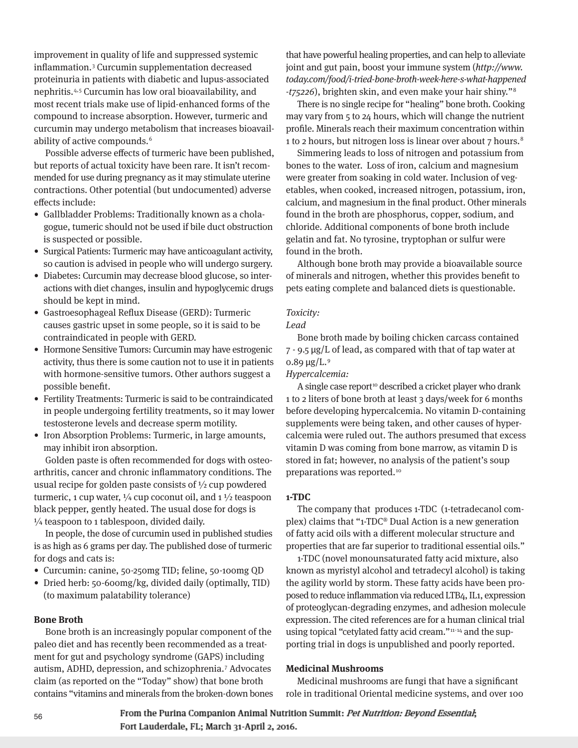improvement in quality of life and suppressed systemic inflammation.[3] Curcumin supplementation decreased proteinuria in patients with diabetic and lupus-associated nephritis.[4,5] Curcumin has low oral bioavailability, and most recent trials make use of lipid-enhanced forms of the compound to increase absorption. However, turmeric and curcumin may undergo metabolism that increases bioavailability of active compounds.[6]

Possible adverse effects of turmeric have been published, but reports of actual toxicity have been rare. It isn't recommended for use during pregnancy as it may stimulate uterine contractions. Other potential (but undocumented) adverse effects include:

- Gallbladder Problems: Traditionally known as a cholagogue, tumeric should not be used if bile duct obstruction is suspected or possible.
- Surgical Patients: Turmeric may have anticoagulant activity, so caution is advised in people who will undergo surgery.
- Diabetes: Curcumin may decrease blood glucose, so interactions with diet changes, insulin and hypoglycemic drugs should be kept in mind.
- Gastroesophageal Reflux Disease (GERD): Turmeric causes gastric upset in some people, so it is said to be contraindicated in people with GERD.
- Hormone Sensitive Tumors: Curcumin may have estrogenic activity, thus there is some caution not to use it in patients with hormone-sensitive tumors. Other authors suggest a possible benefit.
- Fertility Treatments: Turmeric is said to be contraindicated in people undergoing fertility treatments, so it may lower testosterone levels and decrease sperm motility.
- Iron Absorption Problems: Turmeric, in large amounts, may inhibit iron absorption.

Golden paste is often recommended for dogs with osteoarthritis, cancer and chronic inflammatory conditions. The usual recipe for golden paste consists of ½ cup powdered turmeric, 1 cup water, ¼ cup coconut oil, and 1 ½ teaspoon black pepper, gently heated. The usual dose for dogs is ¼ teaspoon to 1 tablespoon, divided daily.

In people, the dose of curcumin used in published studies is as high as 6 grams per day. The published dose of turmeric for dogs and cats is:

- Curcumin: canine, 50-250mg TID; feline, 50-100mg QD
- Dried herb: 50-600mg/kg, divided daily (optimally, TID) (to maximum palatability tolerance)

**Bone Broth**

Bone broth is an increasingly popular component of the paleo diet and has recently been recommended as a treatment for gut and psychology syndrome (GAPS) including autism, ADHD, depression, and schizophrenia.[7] Advocates claim (as reported on the "Today" show) that bone broth contains "vitamins and minerals from the broken-down bones that have powerful healing properties, and can help to alleviate joint and gut pain, boost your immune system (*http://www.today.com/food/i-tried-bone-broth-week-here-s-what-happened-t75226*), brighten skin, and even make your hair shiny."[8]

There is no single recipe for "healing" bone broth. Cooking may vary from 5 to 24 hours, which will change the nutrient profile. Minerals reach their maximum concentration within 1 to 2 hours, but nitrogen loss is linear over about 7 hours.[8]

Simmering leads to loss of nitrogen and potassium from bones to the water. Loss of iron, calcium and magnesium were greater from soaking in cold water. Inclusion of vegetables, when cooked, increased nitrogen, potassium, iron, calcium, and magnesium in the final product. Other minerals found in the broth are phosphorus, copper, sodium, and chloride. Additional components of bone broth include gelatin and fat. No tyrosine, tryptophan or sulfur were found in the broth.

Although bone broth may provide a bioavailable source of minerals and nitrogen, whether this provides benefit to pets eating complete and balanced diets is questionable.

*Toxicity:*

*Lead*

Bone broth made by boiling chicken carcass contained 7 - 9.5 µg/L of lead, as compared with that of tap water at 0.89 µg/L.[9]

*Hypercalcemia:*

A single case report[10] described a cricket player who drank 1 to 2 liters of bone broth at least 3 days/week for 6 months before developing hypercalcemia. No vitamin D-containing supplements were being taken, and other causes of hypercalcemia were ruled out. The authors presumed that excess vitamin D was coming from bone marrow, as vitamin D is stored in fat; however, no analysis of the patient's soup preparations was reported.[10]

**1-TDC**

The company that produces 1-TDC (1-tetradecanol complex) claims that "1-TDC® Dual Action is a new generation of fatty acid oils with a different molecular structure and properties that are far superior to traditional essential oils."

1-TDC (novel monounsaturated fatty acid mixture, also known as myristyl alcohol and tetradecyl alcohol) is taking the agility world by storm. These fatty acids have been proposed to reduce inflammation via reduced LTB4, IL1, expression of proteoglycan-degrading enzymes, and adhesion molecule expression. The cited references are for a human clinical trial using topical "cetylated fatty acid cream."[11-14] and the supporting trial in dogs is unpublished and poorly reported.

**Medicinal Mushrooms**

Medicinal mushrooms are fungi that have a significant role in traditional Oriental medicine systems, and over 100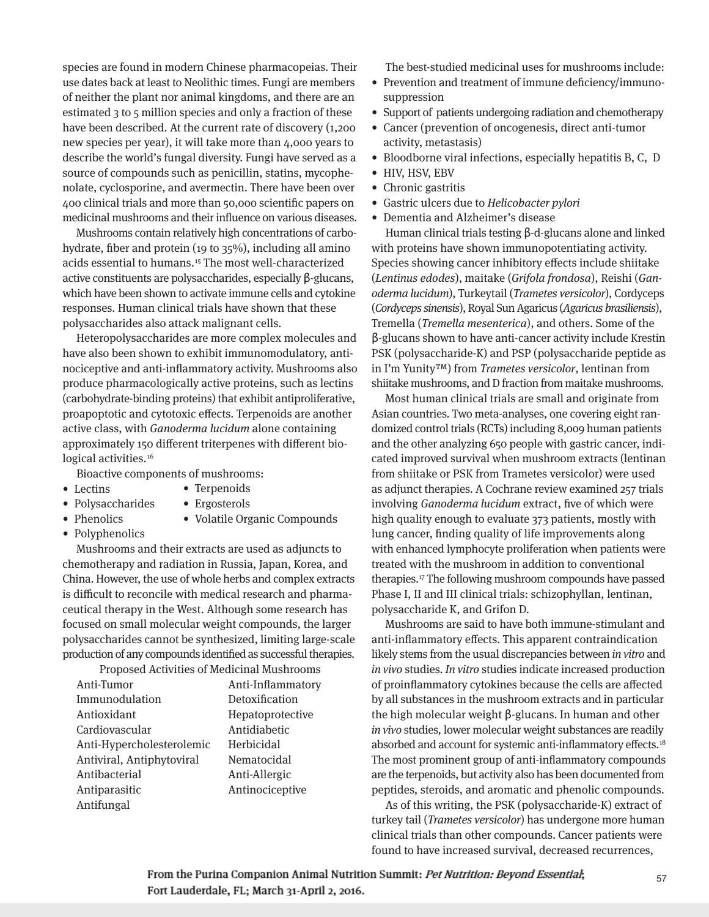species are found in modern Chinese pharmacopeias. Their use dates back at least to Neolithic times. Fungi are members of neither the plant nor animal kingdoms, and there are an estimated 3 to 5 million species and only a fraction of these have been described. At the current rate of discovery (1,200 new species per year), it will take more than 4,000 years to describe the world's fungal diversity. Fungi have served as a source of compounds such as penicillin, statins, mycophenolate, cyclosporine, and avermectin. There have been over 400 clinical trials and more than 50,000 scientific papers on medicinal mushrooms and their influence on various diseases.

Mushrooms contain relatively high concentrations of carbohydrate, fiber and protein (19 to 35%), including all amino acids essential to humans.[15] The most well-characterized active constituents are polysaccharides, especially β-glucans, which have been shown to activate immune cells and cytokine responses. Human clinical trials have shown that these polysaccharides also attack malignant cells.

Heteropolysaccharides are more complex molecules and have also been shown to exhibit immunomodulatory, antinociceptive and anti-inflammatory activity. Mushrooms also produce pharmacologically active proteins, such as lectins (carbohydrate-binding proteins) that exhibit antiproliferative, proapoptotic and cytotoxic effects. Terpenoids are another active class, with *Ganoderma lucidum* alone containing approximately 150 different triterpenes with different biological activities.[16]

Bioactive components of mushrooms:

- Lectins
- Polysaccharides
- Phenolics
- Polyphenolics
- Terpenoids
- Ergosterols
- Volatile Organic Compounds

Mushrooms and their extracts are used as adjuncts to chemotherapy and radiation in Russia, Japan, Korea, and China. However, the use of whole herbs and complex extracts is difficult to reconcile with medical research and pharmaceutical therapy in the West. Although some research has focused on small molecular weight compounds, the larger polysaccharides cannot be synthesized, limiting large-scale production of any compounds identified as successful therapies.

Proposed Activities of Medicinal Mushrooms

| | |
|---|---|
| Anti-Tumor | Anti-Inflammatory |
| Immunodulation | Detoxification |
| Antioxidant | Hepatoprotective |
| Cardiovascular | Antidiabetic |
| Anti-Hypercholesterolemic | Herbicidal |
| Antiviral, Antiphytoviral | Nematocidal |
| Antibacterial | Anti-Allergic |
| Antiparasitic | Antinociceptive |
| Antifungal | |

The best-studied medicinal uses for mushrooms include:

- Prevention and treatment of immune deficiency/immunosuppression
- Support of patients undergoing radiation and chemotherapy
- Cancer (prevention of oncogenesis, direct anti-tumor activity, metastasis)
- Bloodborne viral infections, especially hepatitis B, C, D
- HIV, HSV, EBV
- Chronic gastritis
- Gastric ulcers due to *Helicobacter pylori*
- Dementia and Alzheimer's disease

Human clinical trials testing β-d-glucans alone and linked with proteins have shown immunopotentiating activity. Species showing cancer inhibitory effects include shiitake (*Lentinus edodes*), maitake (*Grifola frondosa*), Reishi (*Ganoderma lucidum*), Turkeytail (*Trametes versicolor*), Cordyceps (*Cordyceps sinensis*), Royal Sun Agaricus (*Agaricus brasiliensis*), Tremella (*Tremella mesenterica*), and others. Some of the β-glucans shown to have anti-cancer activity include Krestin PSK (polysaccharide-K) and PSP (polysaccharide peptide as in I'm Yunity™) from *Trametes versicolor*, lentinan from shiitake mushrooms, and D fraction from maitake mushrooms.

Most human clinical trials are small and originate from Asian countries. Two meta-analyses, one covering eight randomized control trials (RCTs) including 8,009 human patients and the other analyzing 650 people with gastric cancer, indicated improved survival when mushroom extracts (lentinan from shiitake or PSK from Trametes versicolor) were used as adjunct therapies. A Cochrane review examined 257 trials involving *Ganoderma lucidum* extract, five of which were high quality enough to evaluate 373 patients, mostly with lung cancer, finding quality of life improvements along with enhanced lymphocyte proliferation when patients were treated with the mushroom in addition to conventional therapies.[17] The following mushroom compounds have passed Phase I, II and III clinical trials: schizophyllan, lentinan, polysaccharide K, and Grifon D.

Mushrooms are said to have both immune-stimulant and anti-inflammatory effects. This apparent contraindication likely stems from the usual discrepancies between *in vitro* and *in vivo* studies. *In vitro* studies indicate increased production of proinflammatory cytokines because the cells are affected by all substances in the mushroom extracts and in particular the high molecular weight β-glucans. In human and other *in vivo* studies, lower molecular weight substances are readily absorbed and account for systemic anti-inflammatory effects.[18] The most prominent group of anti-inflammatory compounds are the terpenoids, but activity also has been documented from peptides, steroids, and aromatic and phenolic compounds.

As of this writing, the PSK (polysaccharide-K) extract of turkey tail (*Trametes versicolor*) has undergone more human clinical trials than other compounds. Cancer patients were found to have increased survival, decreased recurrences,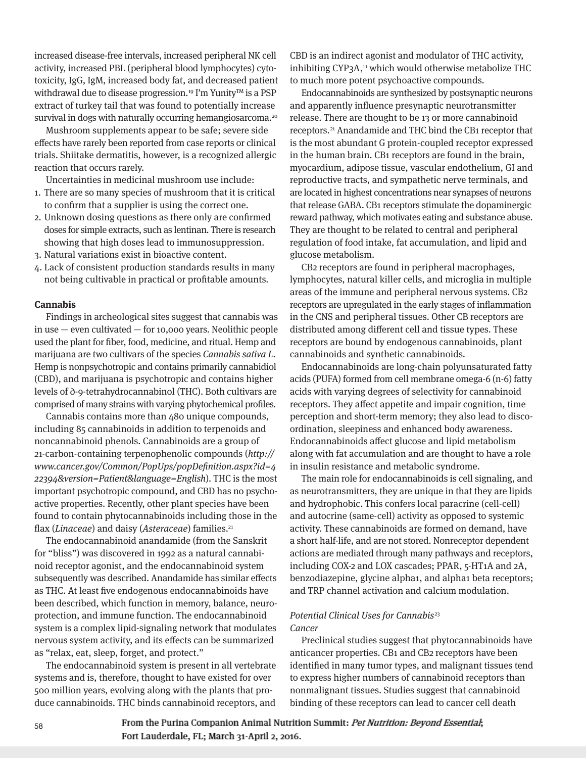increased disease-free intervals, increased peripheral NK cell activity, increased PBL (peripheral blood lymphocytes) cytotoxicity, IgG, IgM, increased body fat, and decreased patient withdrawal due to disease progression.[19] I'm Yunity™ is a PSP extract of turkey tail that was found to potentially increase survival in dogs with naturally occurring hemangiosarcoma.[20]

Mushroom supplements appear to be safe; severe side effects have rarely been reported from case reports or clinical trials. Shiitake dermatitis, however, is a recognized allergic reaction that occurs rarely.

Uncertainties in medicinal mushroom use include:

1. There are so many species of mushroom that it is critical to confirm that a supplier is using the correct one.
2. Unknown dosing questions as there only are confirmed doses for simple extracts, such as lentinan. There is research showing that high doses lead to immunosuppression.
3. Natural variations exist in bioactive content.
4. Lack of consistent production standards results in many not being cultivable in practical or profitable amounts.

**Cannabis**

Findings in archeological sites suggest that cannabis was in use — even cultivated — for 10,000 years. Neolithic people used the plant for fiber, food, medicine, and ritual. Hemp and marijuana are two cultivars of the species *Cannabis sativa L*. Hemp is nonpsychotropic and contains primarily cannabidiol (CBD), and marijuana is psychotropic and contains higher levels of ∂-9-tetrahydrocannabinol (THC). Both cultivars are comprised of many strains with varying phytochemical profiles.

Cannabis contains more than 480 unique compounds, including 85 cannabinoids in addition to terpenoids and noncannabinoid phenols. Cannabinoids are a group of 21-carbon-containing terpenophenolic compounds (*http://www.cancer.gov/Common/PopUps/popDefinition.aspx?id=422394&version=Patient&language=English*). THC is the most important psychotropic compound, and CBD has no psychoactive properties. Recently, other plant species have been found to contain phytocannabinoids including those in the flax (*Linaceae*) and daisy (*Asteraceae*) families.[21]

The endocannabinoid anandamide (from the Sanskrit for "bliss") was discovered in 1992 as a natural cannabinoid receptor agonist, and the endocannabinoid system subsequently was described. Anandamide has similar effects as THC. At least five endogenous endocannabinoids have been described, which function in memory, balance, neuroprotection, and immune function. The endocannabinoid system is a complex lipid-signaling network that modulates nervous system activity, and its effects can be summarized as "relax, eat, sleep, forget, and protect."

The endocannabinoid system is present in all vertebrate systems and is, therefore, thought to have existed for over 500 million years, evolving along with the plants that produce cannabinoids. THC binds cannabinoid receptors, and CBD is an indirect agonist and modulator of THC activity, inhibiting CYP3A,[11] which would otherwise metabolize THC to much more potent psychoactive compounds.

Endocannabinoids are synthesized by postsynaptic neurons and apparently influence presynaptic neurotransmitter release. There are thought to be 13 or more cannabinoid receptors.[21] Anandamide and THC bind the CB1 receptor that is the most abundant G protein-coupled receptor expressed in the human brain. CB1 receptors are found in the brain, myocardium, adipose tissue, vascular endothelium, GI and reproductive tracts, and sympathetic nerve terminals, and are located in highest concentrations near synapses of neurons that release GABA. CB1 receptors stimulate the dopaminergic reward pathway, which motivates eating and substance abuse. They are thought to be related to central and peripheral regulation of food intake, fat accumulation, and lipid and glucose metabolism.

CB2 receptors are found in peripheral macrophages, lymphocytes, natural killer cells, and microglia in multiple areas of the immune and peripheral nervous systems. CB2 receptors are upregulated in the early stages of inflammation in the CNS and peripheral tissues. Other CB receptors are distributed among different cell and tissue types. These receptors are bound by endogenous cannabinoids, plant cannabinoids and synthetic cannabinoids.

Endocannabinoids are long-chain polyunsaturated fatty acids (PUFA) formed from cell membrane omega-6 (n-6) fatty acids with varying degrees of selectivity for cannabinoid receptors. They affect appetite and impair cognition, time perception and short-term memory; they also lead to discoordination, sleepiness and enhanced body awareness. Endocannabinoids affect glucose and lipid metabolism along with fat accumulation and are thought to have a role in insulin resistance and metabolic syndrome.

The main role for endocannabinoids is cell signaling, and as neurotransmitters, they are unique in that they are lipids and hydrophobic. This confers local paracrine (cell-cell) and autocrine (same-cell) activity as opposed to systemic activity. These cannabinoids are formed on demand, have a short half-life, and are not stored. Nonreceptor dependent actions are mediated through many pathways and receptors, including COX-2 and LOX cascades; PPAR, 5-HT1A and 2A, benzodiazepine, glycine alpha1, and alpha1 beta receptors; and TRP channel activation and calcium modulation.

*Potential Clinical Uses for Cannabis*[23]

*Cancer*

Preclinical studies suggest that phytocannabinoids have anticancer properties. CB1 and CB2 receptors have been identified in many tumor types, and malignant tissues tend to express higher numbers of cannabinoid receptors than nonmalignant tissues. Studies suggest that cannabinoid binding of these receptors can lead to cancer cell death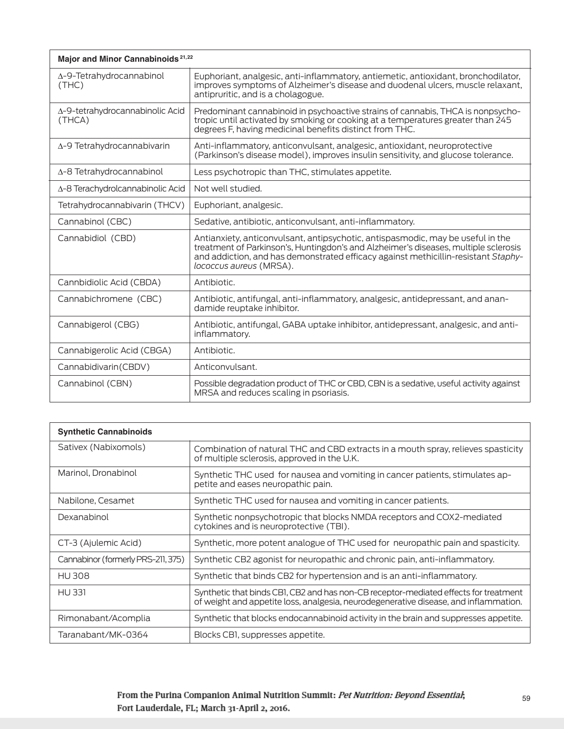| Major and Minor Cannabinoids[21,22] | |
|---|---|
| Δ-9-Tetrahydrocannabinol (THC) | Euphoriant, analgesic, anti-inflammatory, antiemetic, antioxidant, bronchodilator, improves symptoms of Alzheimer's disease and duodenal ulcers, muscle relaxant, antipruritic, and is a cholagogue. |
| Δ-9-tetrahydrocannabinolic Acid (THCA) | Predominant cannabinoid in psychoactive strains of cannabis, THCA is nonpsychotropic until activated by smoking or cooking at a temperatures greater than 245 degrees F, having medicinal benefits distinct from THC. |
| Δ-9 Tetrahydrocannabivarin | Anti-inflammatory, anticonvulsant, analgesic, antioxidant, neuroprotective (Parkinson's disease model), improves insulin sensitivity, and glucose tolerance. |
| Δ-8 Tetrahydrocannabinol | Less psychotropic than THC, stimulates appetite. |
| Δ-8 Terachydrolcannabinolic Acid | Not well studied. |
| Tetrahydrocannabivarin (THCV) | Euphoriant, analgesic. |
| Cannabinol (CBC) | Sedative, antibiotic, anticonvulsant, anti-inflammatory. |
| Cannabidiol (CBD) | Antianxiety, anticonvulsant, antipsychotic, antispasmodic, may be useful in the treatment of Parkinson's, Huntingdon's and Alzheimer's diseases, multiple sclerosis and addiction, and has demonstrated efficacy against methicillin-resistant *Staphylococcus aureus* (MRSA). |
| Cannbidiolic Acid (CBDA) | Antibiotic. |
| Cannabichromene (CBC) | Antibiotic, antifungal, anti-inflammatory, analgesic, antidepressant, and anandamide reuptake inhibitor. |
| Cannabigerol (CBG) | Antibiotic, antifungal, GABA uptake inhibitor, antidepressant, analgesic, and anti-inflammatory. |
| Cannabigerolic Acid (CBGA) | Antibiotic. |
| Cannabidivarin(CBDV) | Anticonvulsant. |
| Cannabinol (CBN) | Possible degradation product of THC or CBD, CBN is a sedative, useful activity against MRSA and reduces scaling in psoriasis. |

| Synthetic Cannabinoids | |
|---|---|
| Sativex (Nabixomols) | Combination of natural THC and CBD extracts in a mouth spray, relieves spasticity of multiple sclerosis, approved in the U.K. |
| Marinol, Dronabinol | Synthetic THC used for nausea and vomiting in cancer patients, stimulates appetite and eases neuropathic pain. |
| Nabilone, Cesamet | Synthetic THC used for nausea and vomiting in cancer patients. |
| Dexanabinol | Synthetic nonpsychotropic that blocks NMDA receptors and COX2-mediated cytokines and is neuroprotective (TBI). |
| CT-3 (Ajulemic Acid) | Synthetic, more potent analogue of THC used for neuropathic pain and spasticity. |
| Cannabinor (formerly PRS-211, 375) | Synthetic CB2 agonist for neuropathic and chronic pain, anti-inflammatory. |
| HU 308 | Synthetic that binds CB2 for hypertension and is an anti-inflammatory. |
| HU 331 | Synthetic that binds CB1, CB2 and has non-CB receptor-mediated effects for treatment of weight and appetite loss, analgesia, neurodegenerative disease, and inflammation. |
| Rimonabant/Acomplia | Synthetic that blocks endocannabinoid activity in the brain and suppresses appetite. |
| Taranabant/MK-0364 | Blocks CB1, suppresses appetite. |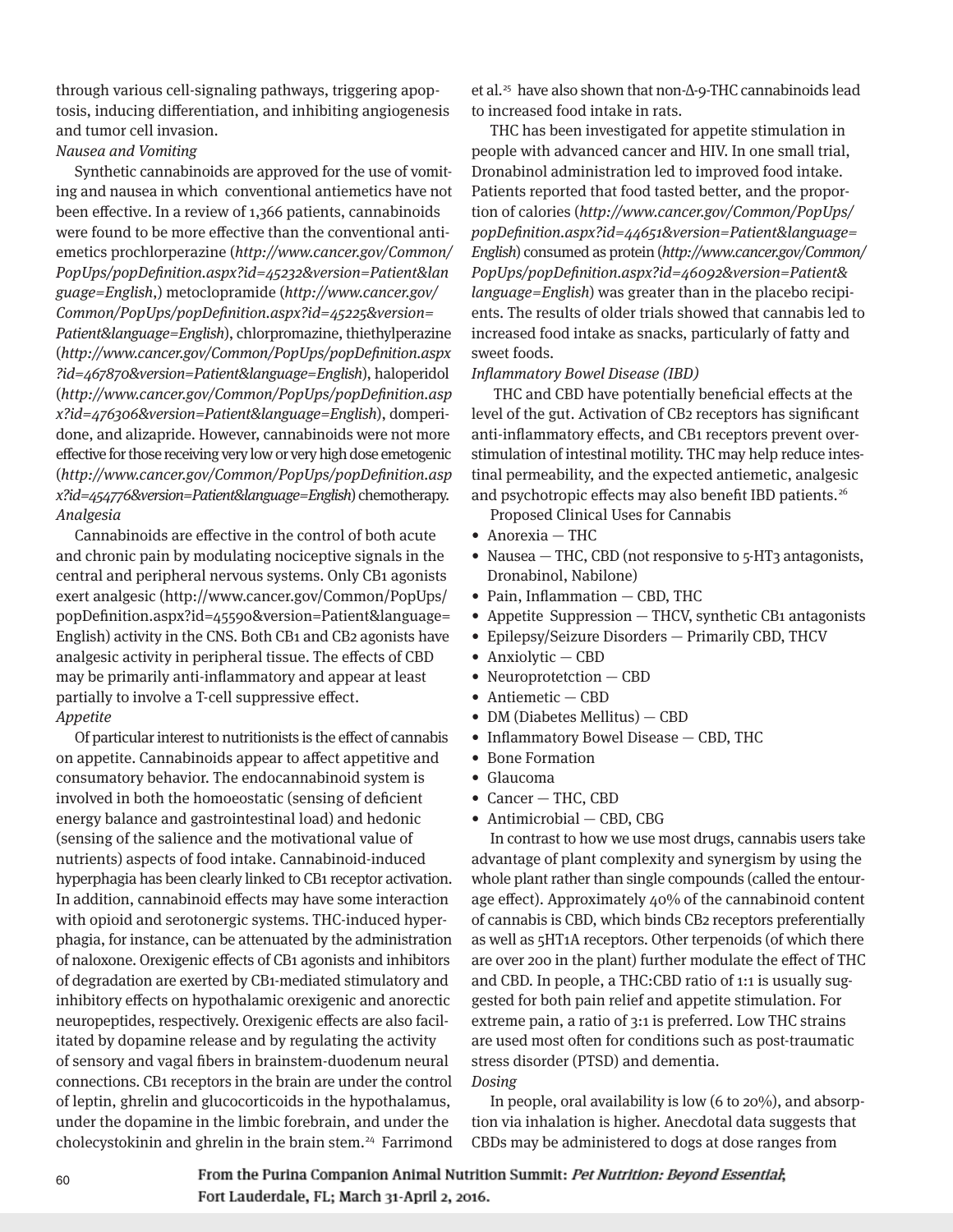through various cell-signaling pathways, triggering apoptosis, inducing differentiation, and inhibiting angiogenesis and tumor cell invasion.

*Nausea and Vomiting*

Synthetic cannabinoids are approved for the use of vomiting and nausea in which conventional antiemetics have not been effective. In a review of 1,366 patients, cannabinoids were found to be more effective than the conventional antiemetics prochlorperazine (*http://www.cancer.gov/Common/PopUps/popDefinition.aspx?id=45232&version=Patient&language=English*,) metoclopramide (*http://www.cancer.gov/Common/PopUps/popDefinition.aspx?id=45225&version=Patient&language=English*), chlorpromazine, thiethylperazine (*http://www.cancer.gov/Common/PopUps/popDefinition.aspx?id=467870&version=Patient&language=English*), haloperidol (*http://www.cancer.gov/Common/PopUps/popDefinition.aspx?id=476306&version=Patient&language=English*), domperidone, and alizapride. However, cannabinoids were not more effective for those receiving very low or very high dose emetogenic (*http://www.cancer.gov/Common/PopUps/popDefinition.aspx?id=454776&version=Patient&language=English*) chemotherapy.

*Analgesia*

Cannabinoids are effective in the control of both acute and chronic pain by modulating nociceptive signals in the central and peripheral nervous systems. Only CB1 agonists exert analgesic (http://www.cancer.gov/Common/PopUps/popDefinition.aspx?id=45590&version=Patient&language=English) activity in the CNS. Both CB1 and CB2 agonists have analgesic activity in peripheral tissue. The effects of CBD may be primarily anti-inflammatory and appear at least partially to involve a T-cell suppressive effect.

*Appetite*

Of particular interest to nutritionists is the effect of cannabis on appetite. Cannabinoids appear to affect appetitive and consumatory behavior. The endocannabinoid system is involved in both the homoeostatic (sensing of deficient energy balance and gastrointestinal load) and hedonic (sensing of the salience and the motivational value of nutrients) aspects of food intake. Cannabinoid-induced hyperphagia has been clearly linked to CB1 receptor activation. In addition, cannabinoid effects may have some interaction with opioid and serotonergic systems. THC-induced hyperphagia, for instance, can be attenuated by the administration of naloxone. Orexigenic effects of CB1 agonists and inhibitors of degradation are exerted by CB1-mediated stimulatory and inhibitory effects on hypothalamic orexigenic and anorectic neuropeptides, respectively. Orexigenic effects are also facilitated by dopamine release and by regulating the activity of sensory and vagal fibers in brainstem-duodenum neural connections. CB1 receptors in the brain are under the control of leptin, ghrelin and glucocorticoids in the hypothalamus, under the dopamine in the limbic forebrain, and under the cholecystokinin and ghrelin in the brain stem.[24] Farrimond et al.[25] have also shown that non-Δ-9-THC cannabinoids lead to increased food intake in rats.

THC has been investigated for appetite stimulation in people with advanced cancer and HIV. In one small trial, Dronabinol administration led to improved food intake. Patients reported that food tasted better, and the proportion of calories (*http://www.cancer.gov/Common/PopUps/popDefinition.aspx?id=44651&version=Patient&language=English*) consumed as protein (*http://www.cancer.gov/Common/PopUps/popDefinition.aspx?id=46092&version=Patient&language=English*) was greater than in the placebo recipients. The results of older trials showed that cannabis led to increased food intake as snacks, particularly of fatty and sweet foods.

*Inflammatory Bowel Disease (IBD)*

THC and CBD have potentially beneficial effects at the level of the gut. Activation of CB2 receptors has significant anti-inflammatory effects, and CB1 receptors prevent overstimulation of intestinal motility. THC may help reduce intestinal permeability, and the expected antiemetic, analgesic and psychotropic effects may also benefit IBD patients.[26]

Proposed Clinical Uses for Cannabis

- Anorexia — THC
- Nausea — THC, CBD (not responsive to 5-HT3 antagonists, Dronabinol, Nabilone)
- Pain, Inflammation — CBD, THC
- Appetite Suppression — THCV, synthetic CB1 antagonists
- Epilepsy/Seizure Disorders — Primarily CBD, THCV
- Anxiolytic — CBD
- Neuroprotetction — CBD
- Antiemetic — CBD
- DM (Diabetes Mellitus) — CBD
- Inflammatory Bowel Disease — CBD, THC
- Bone Formation
- Glaucoma
- Cancer — THC, CBD
- Antimicrobial — CBD, CBG

In contrast to how we use most drugs, cannabis users take advantage of plant complexity and synergism by using the whole plant rather than single compounds (called the entourage effect). Approximately 40% of the cannabinoid content of cannabis is CBD, which binds CB2 receptors preferentially as well as 5HT1A receptors. Other terpenoids (of which there are over 200 in the plant) further modulate the effect of THC and CBD. In people, a THC:CBD ratio of 1:1 is usually suggested for both pain relief and appetite stimulation. For extreme pain, a ratio of 3:1 is preferred. Low THC strains are used most often for conditions such as post-traumatic stress disorder (PTSD) and dementia.

*Dosing*

In people, oral availability is low (6 to 20%), and absorption via inhalation is higher. Anecdotal data suggests that CBDs may be administered to dogs at dose ranges from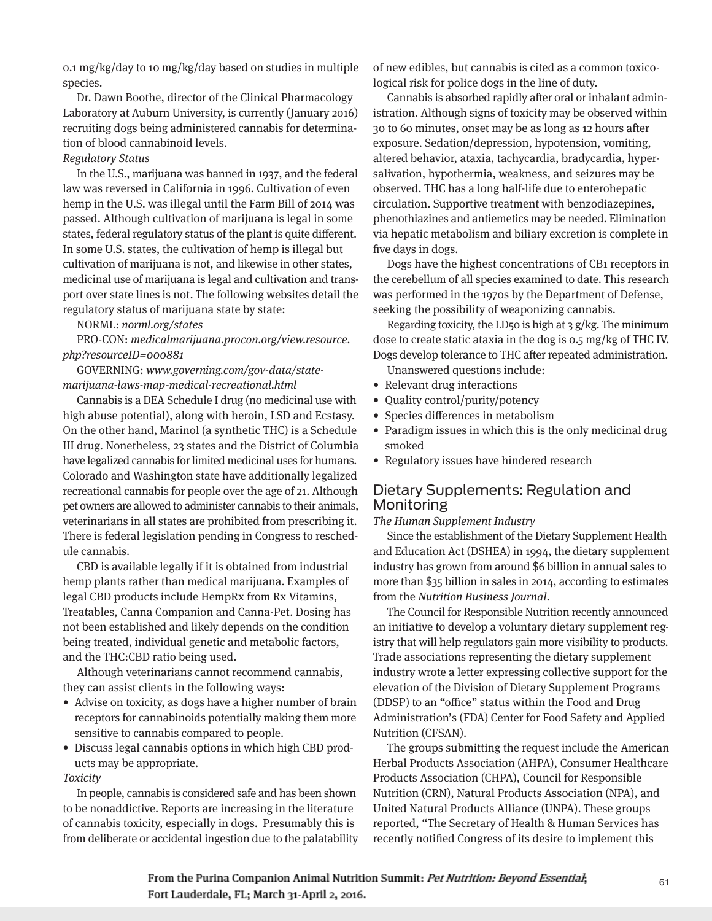0.1 mg/kg/day to 10 mg/kg/day based on studies in multiple species.

Dr. Dawn Boothe, director of the Clinical Pharmacology Laboratory at Auburn University, is currently (January 2016) recruiting dogs being administered cannabis for determination of blood cannabinoid levels.

*Regulatory Status*

In the U.S., marijuana was banned in 1937, and the federal law was reversed in California in 1996. Cultivation of even hemp in the U.S. was illegal until the Farm Bill of 2014 was passed. Although cultivation of marijuana is legal in some states, federal regulatory status of the plant is quite different. In some U.S. states, the cultivation of hemp is illegal but cultivation of marijuana is not, and likewise in other states, medicinal use of marijuana is legal and cultivation and transport over state lines is not. The following websites detail the regulatory status of marijuana state by state:

NORML: *norml.org/states*

PRO-CON: *medicalmarijuana.procon.org/view.resource.php?resourceID=000881*

GOVERNING: *www.governing.com/gov-data/state-marijuana-laws-map-medical-recreational.html*

Cannabis is a DEA Schedule I drug (no medicinal use with high abuse potential), along with heroin, LSD and Ecstasy. On the other hand, Marinol (a synthetic THC) is a Schedule III drug. Nonetheless, 23 states and the District of Columbia have legalized cannabis for limited medicinal uses for humans. Colorado and Washington state have additionally legalized recreational cannabis for people over the age of 21. Although pet owners are allowed to administer cannabis to their animals, veterinarians in all states are prohibited from prescribing it. There is federal legislation pending in Congress to reschedule cannabis.

CBD is available legally if it is obtained from industrial hemp plants rather than medical marijuana. Examples of legal CBD products include HempRx from Rx Vitamins, Treatables, Canna Companion and Canna-Pet. Dosing has not been established and likely depends on the condition being treated, individual genetic and metabolic factors, and the THC:CBD ratio being used.

Although veterinarians cannot recommend cannabis, they can assist clients in the following ways:

- Advise on toxicity, as dogs have a higher number of brain receptors for cannabinoids potentially making them more sensitive to cannabis compared to people.
- Discuss legal cannabis options in which high CBD products may be appropriate.

*Toxicity*

In people, cannabis is considered safe and has been shown to be nonaddictive. Reports are increasing in the literature of cannabis toxicity, especially in dogs. Presumably this is from deliberate or accidental ingestion due to the palatability of new edibles, but cannabis is cited as a common toxicological risk for police dogs in the line of duty.

Cannabis is absorbed rapidly after oral or inhalant administration. Although signs of toxicity may be observed within 30 to 60 minutes, onset may be as long as 12 hours after exposure. Sedation/depression, hypotension, vomiting, altered behavior, ataxia, tachycardia, bradycardia, hypersalivation, hypothermia, weakness, and seizures may be observed. THC has a long half-life due to enterohepatic circulation. Supportive treatment with benzodiazepines, phenothiazines and antiemetics may be needed. Elimination via hepatic metabolism and biliary excretion is complete in five days in dogs.

Dogs have the highest concentrations of CB1 receptors in the cerebellum of all species examined to date. This research was performed in the 1970s by the Department of Defense, seeking the possibility of weaponizing cannabis.

Regarding toxicity, the $LD_{50}$ is high at 3 g/kg. The minimum dose to create static ataxia in the dog is 0.5 mg/kg of THC IV. Dogs develop tolerance to THC after repeated administration.

Unanswered questions include:

- Relevant drug interactions
- Quality control/purity/potency
- Species differences in metabolism
- Paradigm issues in which this is the only medicinal drug smoked
- Regulatory issues have hindered research

## Dietary Supplements: Regulation and Monitoring

*The Human Supplement Industry*

Since the establishment of the Dietary Supplement Health and Education Act (DSHEA) in 1994, the dietary supplement industry has grown from around $6 billion in annual sales to more than $35 billion in sales in 2014, according to estimates from the *Nutrition Business Journal*.

The Council for Responsible Nutrition recently announced an initiative to develop a voluntary dietary supplement registry that will help regulators gain more visibility to products. Trade associations representing the dietary supplement industry wrote a letter expressing collective support for the elevation of the Division of Dietary Supplement Programs (DDSP) to an "office" status within the Food and Drug Administration's (FDA) Center for Food Safety and Applied Nutrition (CFSAN).

The groups submitting the request include the American Herbal Products Association (AHPA), Consumer Healthcare Products Association (CHPA), Council for Responsible Nutrition (CRN), Natural Products Association (NPA), and United Natural Products Alliance (UNPA). These groups reported, "The Secretary of Health & Human Services has recently notified Congress of its desire to implement this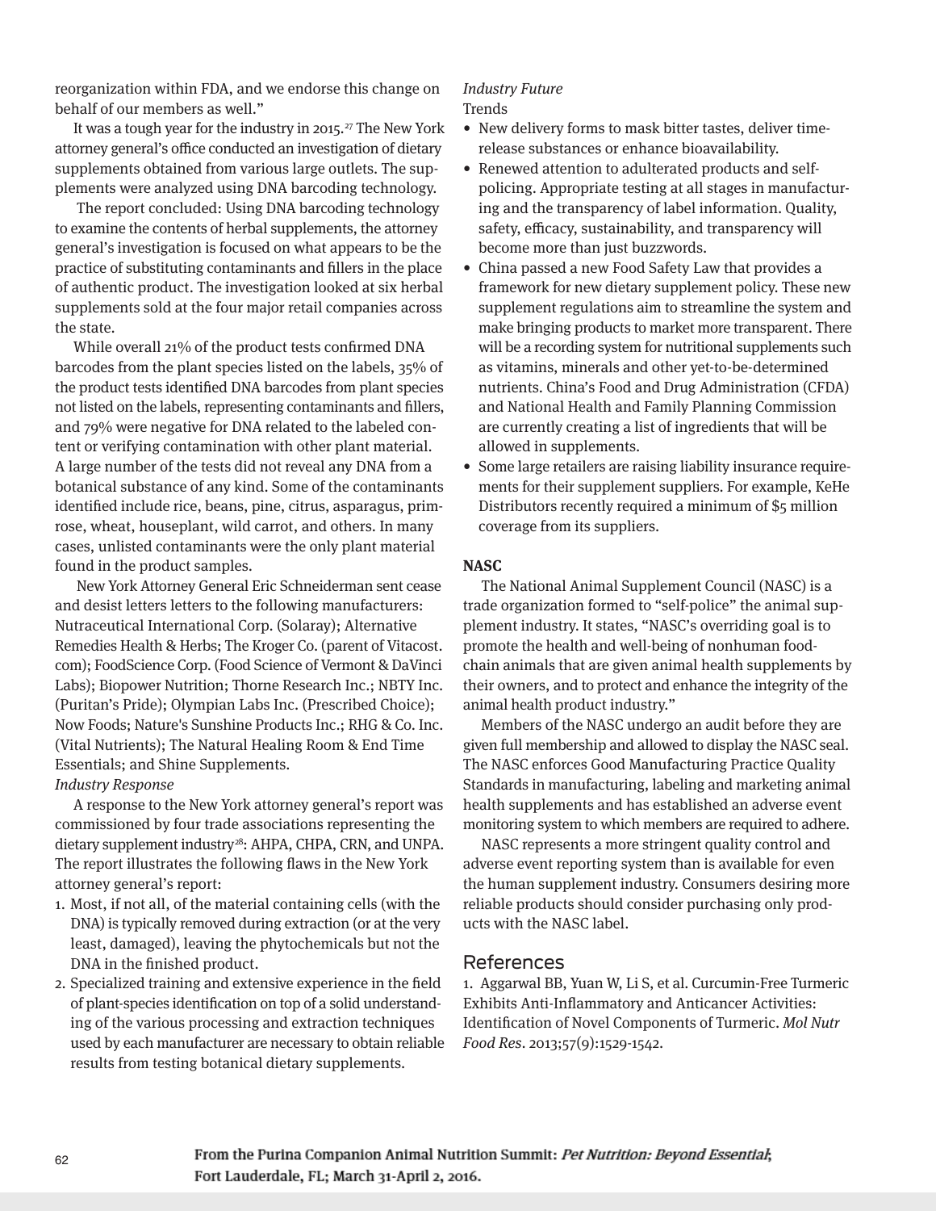reorganization within FDA, and we endorse this change on behalf of our members as well."

It was a tough year for the industry in 2015.[27] The New York attorney general's office conducted an investigation of dietary supplements obtained from various large outlets. The supplements were analyzed using DNA barcoding technology.

The report concluded: Using DNA barcoding technology to examine the contents of herbal supplements, the attorney general's investigation is focused on what appears to be the practice of substituting contaminants and fillers in the place of authentic product. The investigation looked at six herbal supplements sold at the four major retail companies across the state.

While overall 21% of the product tests confirmed DNA barcodes from the plant species listed on the labels, 35% of the product tests identified DNA barcodes from plant species not listed on the labels, representing contaminants and fillers, and 79% were negative for DNA related to the labeled content or verifying contamination with other plant material. A large number of the tests did not reveal any DNA from a botanical substance of any kind. Some of the contaminants identified include rice, beans, pine, citrus, asparagus, primrose, wheat, houseplant, wild carrot, and others. In many cases, unlisted contaminants were the only plant material found in the product samples.

New York Attorney General Eric Schneiderman sent cease and desist letters letters to the following manufacturers: Nutraceutical International Corp. (Solaray); Alternative Remedies Health & Herbs; The Kroger Co. (parent of Vitacost.com); FoodScience Corp. (Food Science of Vermont & DaVinci Labs); Biopower Nutrition; Thorne Research Inc.; NBTY Inc. (Puritan's Pride); Olympian Labs Inc. (Prescribed Choice); Now Foods; Nature's Sunshine Products Inc.; RHG & Co. Inc. (Vital Nutrients); The Natural Healing Room & End Time Essentials; and Shine Supplements.

*Industry Response*

A response to the New York attorney general's report was commissioned by four trade associations representing the dietary supplement industry[28]: AHPA, CHPA, CRN, and UNPA. The report illustrates the following flaws in the New York attorney general's report:

1. Most, if not all, of the material containing cells (with the DNA) is typically removed during extraction (or at the very least, damaged), leaving the phytochemicals but not the DNA in the finished product.
2. Specialized training and extensive experience in the field of plant-species identification on top of a solid understanding of the various processing and extraction techniques used by each manufacturer are necessary to obtain reliable results from testing botanical dietary supplements.

*Industry Future*

Trends

- New delivery forms to mask bitter tastes, deliver time-release substances or enhance bioavailability.
- Renewed attention to adulterated products and self-policing. Appropriate testing at all stages in manufacturing and the transparency of label information. Quality, safety, efficacy, sustainability, and transparency will become more than just buzzwords.
- China passed a new Food Safety Law that provides a framework for new dietary supplement policy. These new supplement regulations aim to streamline the system and make bringing products to market more transparent. There will be a recording system for nutritional supplements such as vitamins, minerals and other yet-to-be-determined nutrients. China's Food and Drug Administration (CFDA) and National Health and Family Planning Commission are currently creating a list of ingredients that will be allowed in supplements.
- Some large retailers are raising liability insurance requirements for their supplement suppliers. For example, KeHe Distributors recently required a minimum of $5 million coverage from its suppliers.

**NASC**

The National Animal Supplement Council (NASC) is a trade organization formed to "self-police" the animal supplement industry. It states, "NASC's overriding goal is to promote the health and well-being of nonhuman food-chain animals that are given animal health supplements by their owners, and to protect and enhance the integrity of the animal health product industry."

Members of the NASC undergo an audit before they are given full membership and allowed to display the NASC seal. The NASC enforces Good Manufacturing Practice Quality Standards in manufacturing, labeling and marketing animal health supplements and has established an adverse event monitoring system to which members are required to adhere.

NASC represents a more stringent quality control and adverse event reporting system than is available for even the human supplement industry. Consumers desiring more reliable products should consider purchasing only products with the NASC label.

## References

1. Aggarwal BB, Yuan W, Li S, et al. Curcumin-Free Turmeric Exhibits Anti-Inflammatory and Anticancer Activities: Identification of Novel Components of Turmeric. *Mol Nutr Food Res*. 2013;57(9):1529-1542.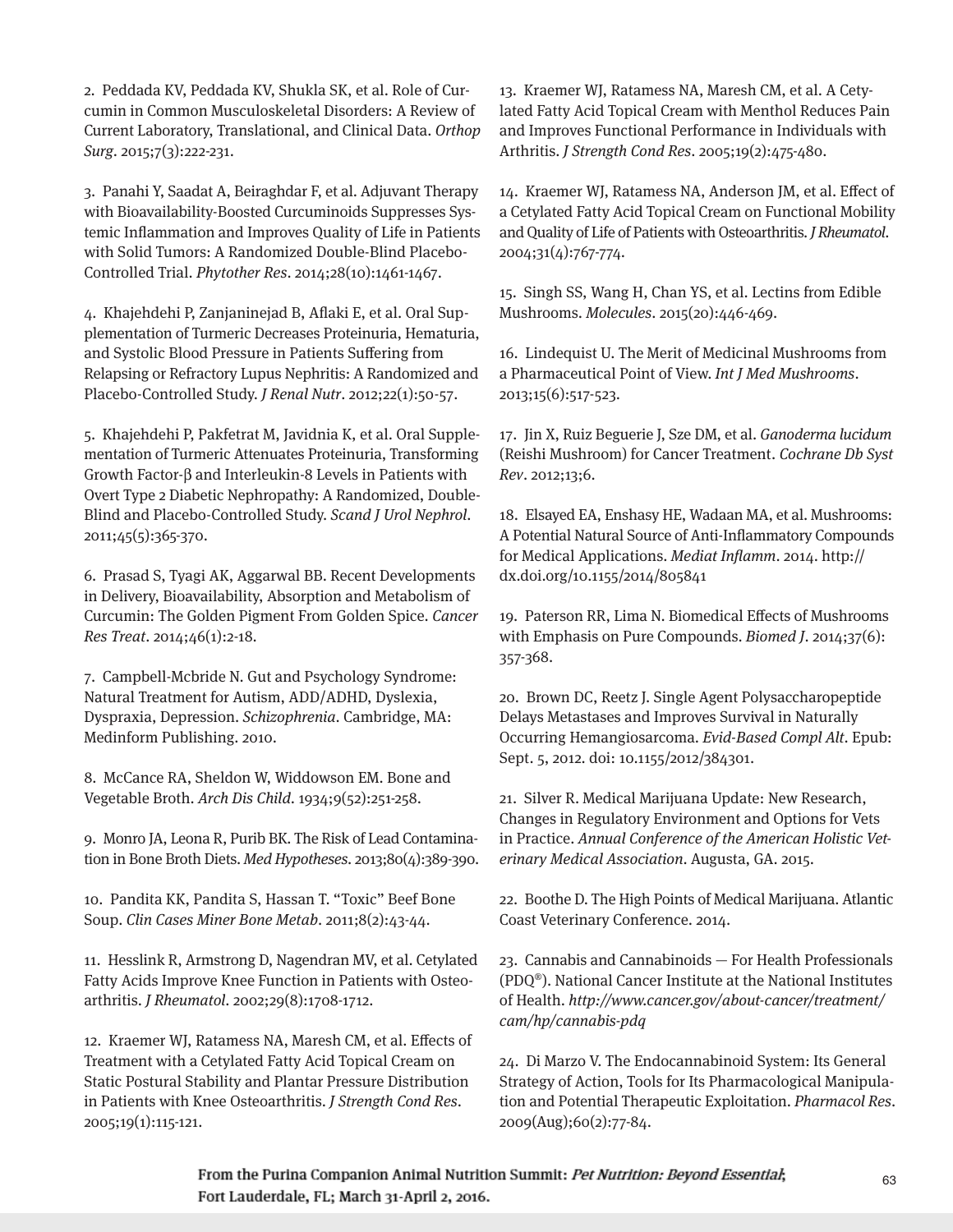2. Peddada KV, Peddada KV, Shukla SK, et al. Role of Curcumin in Common Musculoskeletal Disorders: A Review of Current Laboratory, Translational, and Clinical Data. *Orthop Surg*. 2015;7(3):222-231.

3. Panahi Y, Saadat A, Beiraghdar F, et al. Adjuvant Therapy with Bioavailability-Boosted Curcuminoids Suppresses Systemic Inflammation and Improves Quality of Life in Patients with Solid Tumors: A Randomized Double-Blind Placebo-Controlled Trial. *Phytother Res*. 2014;28(10):1461-1467.

4. Khajehdehi P, Zanjaninejad B, Aflaki E, et al. Oral Supplementation of Turmeric Decreases Proteinuria, Hematuria, and Systolic Blood Pressure in Patients Suffering from Relapsing or Refractory Lupus Nephritis: A Randomized and Placebo-Controlled Study. *J Renal Nutr*. 2012;22(1):50-57.

5. Khajehdehi P, Pakfetrat M, Javidnia K, et al. Oral Supplementation of Turmeric Attenuates Proteinuria, Transforming Growth Factor-β and Interleukin-8 Levels in Patients with Overt Type 2 Diabetic Nephropathy: A Randomized, Double-Blind and Placebo-Controlled Study. *Scand J Urol Nephrol*. 2011;45(5):365-370.

6. Prasad S, Tyagi AK, Aggarwal BB. Recent Developments in Delivery, Bioavailability, Absorption and Metabolism of Curcumin: The Golden Pigment From Golden Spice. *Cancer Res Treat*. 2014;46(1):2-18.

7. Campbell-Mcbride N. Gut and Psychology Syndrome: Natural Treatment for Autism, ADD/ADHD, Dyslexia, Dyspraxia, Depression. *Schizophrenia*. Cambridge, MA: Medinform Publishing. 2010.

8. McCance RA, Sheldon W, Widdowson EM. Bone and Vegetable Broth. *Arch Dis Child*. 1934;9(52):251-258.

9. Monro JA, Leona R, Purib BK. The Risk of Lead Contamination in Bone Broth Diets. *Med Hypotheses*. 2013;80(4):389-390.

10. Pandita KK, Pandita S, Hassan T. "Toxic" Beef Bone Soup. *Clin Cases Miner Bone Metab*. 2011;8(2):43-44.

11. Hesslink R, Armstrong D, Nagendran MV, et al. Cetylated Fatty Acids Improve Knee Function in Patients with Osteoarthritis. *J Rheumatol*. 2002;29(8):1708-1712.

12. Kraemer WJ, Ratamess NA, Maresh CM, et al. Effects of Treatment with a Cetylated Fatty Acid Topical Cream on Static Postural Stability and Plantar Pressure Distribution in Patients with Knee Osteoarthritis. *J Strength Cond Res*. 2005;19(1):115-121.

13. Kraemer WJ, Ratamess NA, Maresh CM, et al. A Cetylated Fatty Acid Topical Cream with Menthol Reduces Pain and Improves Functional Performance in Individuals with Arthritis. *J Strength Cond Res*. 2005;19(2):475-480.

14. Kraemer WJ, Ratamess NA, Anderson JM, et al. Effect of a Cetylated Fatty Acid Topical Cream on Functional Mobility and Quality of Life of Patients with Osteoarthritis. *J Rheumatol*. 2004;31(4):767-774.

15. Singh SS, Wang H, Chan YS, et al. Lectins from Edible Mushrooms. *Molecules*. 2015(20):446-469.

16. Lindequist U. The Merit of Medicinal Mushrooms from a Pharmaceutical Point of View. *Int J Med Mushrooms*. 2013;15(6):517-523.

17. Jin X, Ruiz Beguerie J, Sze DM, et al. *Ganoderma lucidum* (Reishi Mushroom) for Cancer Treatment. *Cochrane Db Syst Rev*. 2012;13;6.

18. Elsayed EA, Enshasy HE, Wadaan MA, et al. Mushrooms: A Potential Natural Source of Anti-Inflammatory Compounds for Medical Applications. *Mediat Inflamm*. 2014. http://dx.doi.org/10.1155/2014/805841

19. Paterson RR, Lima N. Biomedical Effects of Mushrooms with Emphasis on Pure Compounds. *Biomed J*. 2014;37(6):357-368.

20. Brown DC, Reetz J. Single Agent Polysaccharopeptide Delays Metastases and Improves Survival in Naturally Occurring Hemangiosarcoma. *Evid-Based Compl Alt*. Epub: Sept. 5, 2012. doi: 10.1155/2012/384301.

21. Silver R. Medical Marijuana Update: New Research, Changes in Regulatory Environment and Options for Vets in Practice. *Annual Conference of the American Holistic Veterinary Medical Association*. Augusta, GA. 2015.

22. Boothe D. The High Points of Medical Marijuana. Atlantic Coast Veterinary Conference. 2014.

23. Cannabis and Cannabinoids — For Health Professionals (PDQ®). National Cancer Institute at the National Institutes of Health. *http://www.cancer.gov/about-cancer/treatment/cam/hp/cannabis-pdq*

24. Di Marzo V. The Endocannabinoid System: Its General Strategy of Action, Tools for Its Pharmacological Manipulation and Potential Therapeutic Exploitation. *Pharmacol Res*. 2009(Aug);60(2):77-84.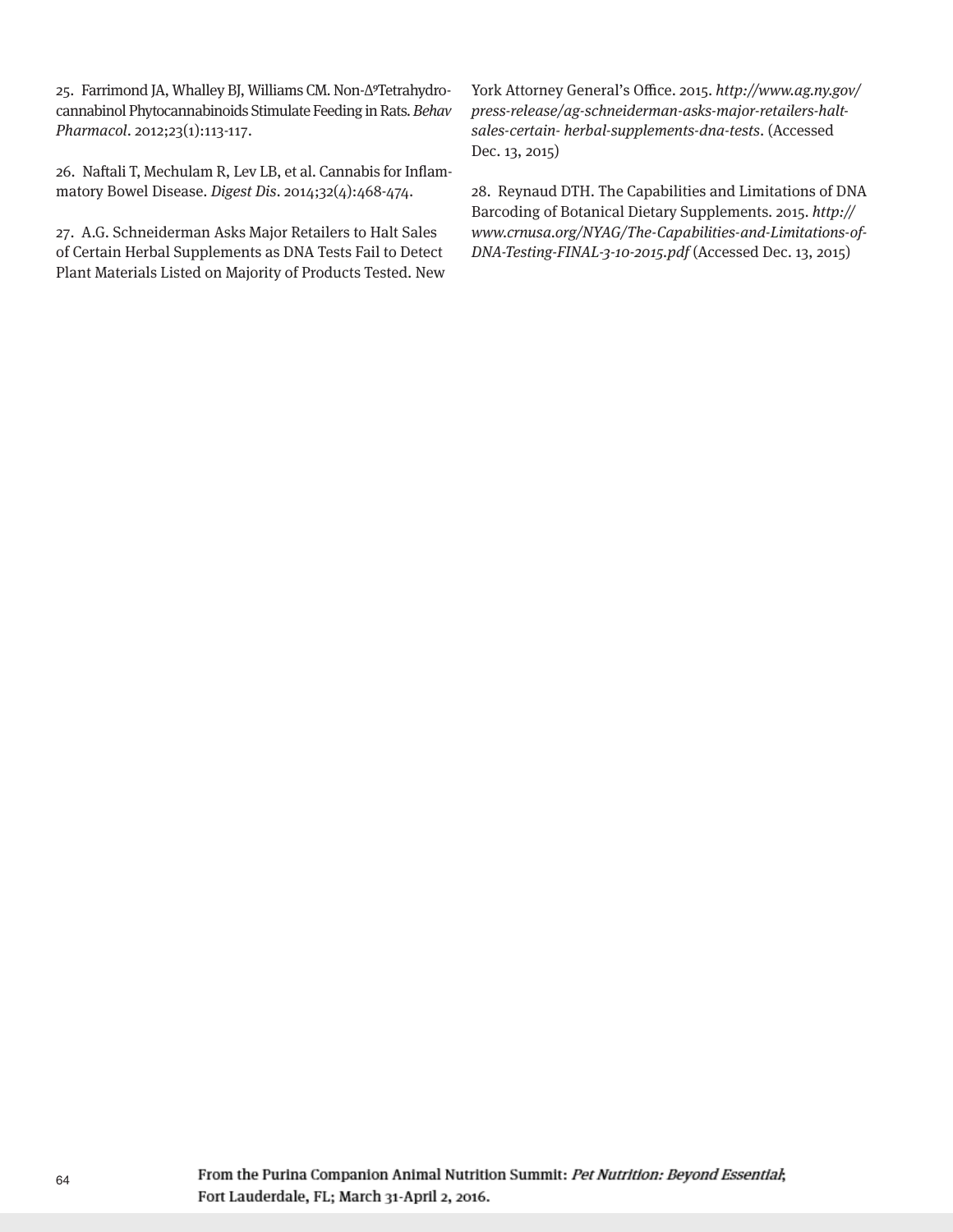25. Farrimond JA, Whalley BJ, Williams CM. Non-$\Delta^9$Tetrahydrocannabinol Phytocannabinoids Stimulate Feeding in Rats. *Behav Pharmacol*. 2012;23(1):113-117.

26. Naftali T, Mechulam R, Lev LB, et al. Cannabis for Inflammatory Bowel Disease. *Digest Dis*. 2014;32(4):468-474.

27. A.G. Schneiderman Asks Major Retailers to Halt Sales of Certain Herbal Supplements as DNA Tests Fail to Detect Plant Materials Listed on Majority of Products Tested. New York Attorney General's Office. 2015. *http://www.ag.ny.gov/press-release/ag-schneiderman-asks-major-retailers-halt-sales-certain- herbal-supplements-dna-tests*. (Accessed Dec. 13, 2015)

28. Reynaud DTH. The Capabilities and Limitations of DNA Barcoding of Botanical Dietary Supplements. 2015. *http://www.crnusa.org/NYAG/The-Capabilities-and-Limitations-of-DNA-Testing-FINAL-3-10-2015.pdf* (Accessed Dec. 13, 2015)